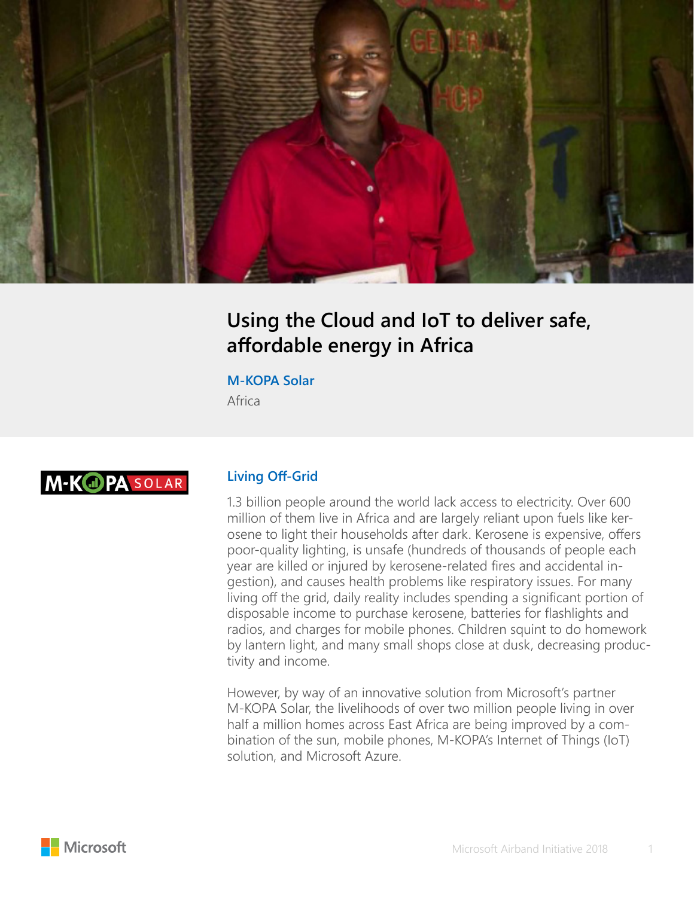# Using the Cloud and IoT to deliver safe, affordable energy in Africa

**M-KOPA Solar**

Africa

## Living Off-Grid

1.3 billion people around the world lack access to electricity. Over 600 million of them live in Africa and are largely reliant upon fuels like kerosene to light their households after dark. Kerosene is expensive, offers poor-quality lighting, is unsafe (hundreds of thousands of people each year are killed or injured by kerosene-related fires and accidental ingestion), and causes health problems like respiratory issues. For many living off the grid, daily reality includes spending a significant portion of disposable income to purchase kerosene, batteries for flashlights and radios, and charges for mobile phones. Children squint to do homework by lantern light, and many small shops close at dusk, decreasing productivity and income.

However, by way of an innovative solution from Microsoft's partner M-KOPA Solar, the livelihoods of over two million people living in over half a million homes across East Africa are being improved by a combination of the sun, mobile phones, M-KOPA's Internet of Things (IoT) solution, and Microsoft Azure.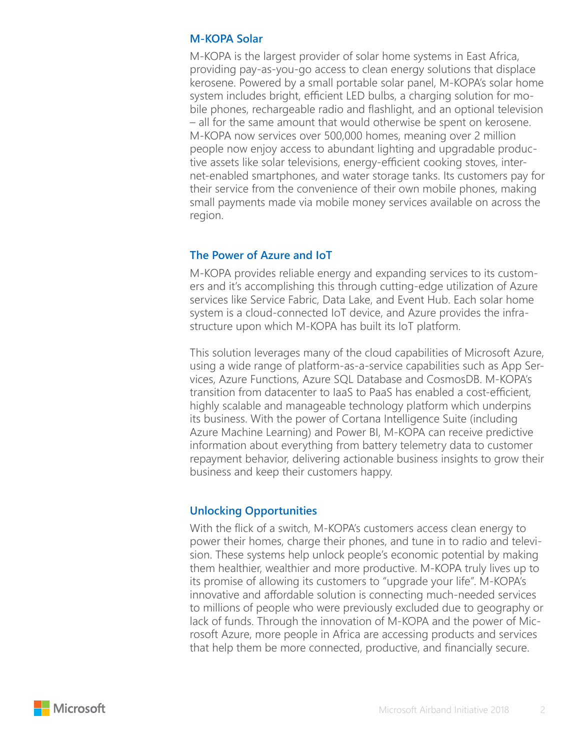## M-KOPA Solar

M-KOPA is the largest provider of solar home systems in East Africa, providing pay-as-you-go access to clean energy solutions that displace kerosene. Powered by a small portable solar panel, M-KOPA's solar home system includes bright, efficient LED bulbs, a charging solution for mobile phones, rechargeable radio and flashlight, and an optional television – all for the same amount that would otherwise be spent on kerosene. M-KOPA now services over 500,000 homes, meaning over 2 million people now enjoy access to abundant lighting and upgradable productive assets like solar televisions, energy-efficient cooking stoves, internet-enabled smartphones, and water storage tanks. Its customers pay for their service from the convenience of their own mobile phones, making small payments made via mobile money services available on across the region.

## The Power of Azure and IoT

M-KOPA provides reliable energy and expanding services to its customers and it's accomplishing this through cutting-edge utilization of Azure services like Service Fabric, Data Lake, and Event Hub. Each solar home system is a cloud-connected IoT device, and Azure provides the infrastructure upon which M-KOPA has built its IoT platform.

This solution leverages many of the cloud capabilities of Microsoft Azure, using a wide range of platform-as-a-service capabilities such as App Services, Azure Functions, Azure SQL Database and CosmosDB. M-KOPA's transition from datacenter to IaaS to PaaS has enabled a cost-efficient, highly scalable and manageable technology platform which underpins its business. With the power of Cortana Intelligence Suite (including Azure Machine Learning) and Power BI, M-KOPA can receive predictive information about everything from battery telemetry data to customer repayment behavior, delivering actionable business insights to grow their business and keep their customers happy.

## Unlocking Opportunities

With the flick of a switch, M-KOPA's customers access clean energy to power their homes, charge their phones, and tune in to radio and television. These systems help unlock people's economic potential by making them healthier, wealthier and more productive. M-KOPA truly lives up to its promise of allowing its customers to "upgrade your life". M-KOPA's innovative and affordable solution is connecting much-needed services to millions of people who were previously excluded due to geography or lack of funds. Through the innovation of M-KOPA and the power of Microsoft Azure, more people in Africa are accessing products and services that help them be more connected, productive, and financially secure.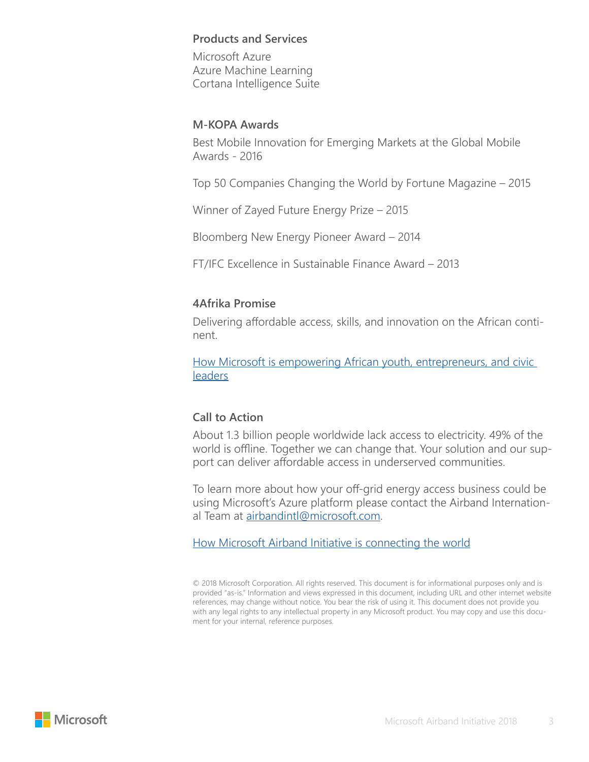### Products and Services

Microsoft Azure
Azure Machine Learning
Cortana Intelligence Suite

### M-KOPA Awards

Best Mobile Innovation for Emerging Markets at the Global Mobile Awards - 2016

Top 50 Companies Changing the World by Fortune Magazine – 2015

Winner of Zayed Future Energy Prize – 2015

Bloomberg New Energy Pioneer Award – 2014

FT/IFC Excellence in Sustainable Finance Award – 2013

### 4Afrika Promise

Delivering affordable access, skills, and innovation on the African continent.

How Microsoft is empowering African youth, entrepreneurs, and civic leaders

### Call to Action

About 1.3 billion people worldwide lack access to electricity. 49% of the world is offline. Together we can change that. Your solution and our support can deliver affordable access in underserved communities.

To learn more about how your off-grid energy access business could be using Microsoft's Azure platform please contact the Airband International Team at airbandintl@microsoft.com.

How Microsoft Airband Initiative is connecting the world

© 2018 Microsoft Corporation. All rights reserved. This document is for informational purposes only and is provided "as-is." Information and views expressed in this document, including URL and other internet website references, may change without notice. You bear the risk of using it. This document does not provide you with any legal rights to any intellectual property in any Microsoft product. You may copy and use this document for your internal, reference purposes.